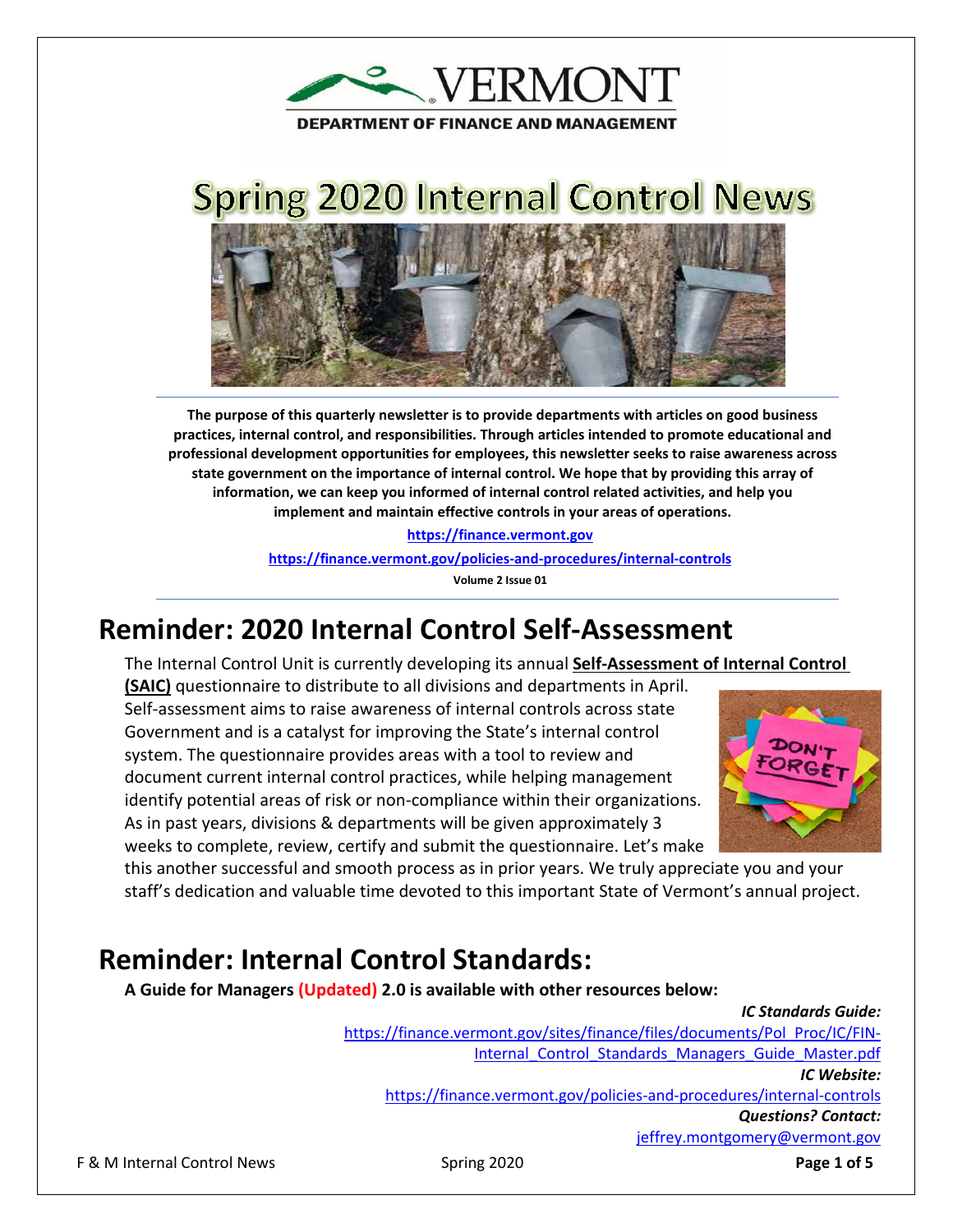VERMONT

DEPARTMENT OF FINANCE AND MANAGEMENT

# Spring 2020 Internal Control News

**The purpose of this quarterly newsletter is to provide departments with articles on good business practices, internal control, and responsibilities. Through articles intended to promote educational and professional development opportunities for employees, this newsletter seeks to raise awareness across state government on the importance of internal control. We hope that by providing this array of information, we can keep you informed of internal control related activities, and help you implement and maintain effective controls in your areas of operations.**

**https://finance.vermont.gov**

**https://finance.vermont.gov/policies-and-procedures/internal-controls**

**Volume 2 Issue 01**

## Reminder: 2020 Internal Control Self-Assessment

The Internal Control Unit is currently developing its annual **Self-Assessment of Internal Control (SAIC)** questionnaire to distribute to all divisions and departments in April. Self-assessment aims to raise awareness of internal controls across state Government and is a catalyst for improving the State's internal control system. The questionnaire provides areas with a tool to review and document current internal control practices, while helping management identify potential areas of risk or non-compliance within their organizations. As in past years, divisions & departments will be given approximately 3 weeks to complete, review, certify and submit the questionnaire. Let's make this another successful and smooth process as in prior years. We truly appreciate you and your staff's dedication and valuable time devoted to this important State of Vermont's annual project.

## Reminder: Internal Control Standards:

**A Guide for Managers (Updated) 2.0 is available with other resources below:**

***IC Standards Guide:***
https://finance.vermont.gov/sites/finance/files/documents/Pol_Proc/IC/FIN-Internal_Control_Standards_Managers_Guide_Master.pdf

***IC Website:***
https://finance.vermont.gov/policies-and-procedures/internal-controls

***Questions? Contact:***
jeffrey.montgomery@vermont.gov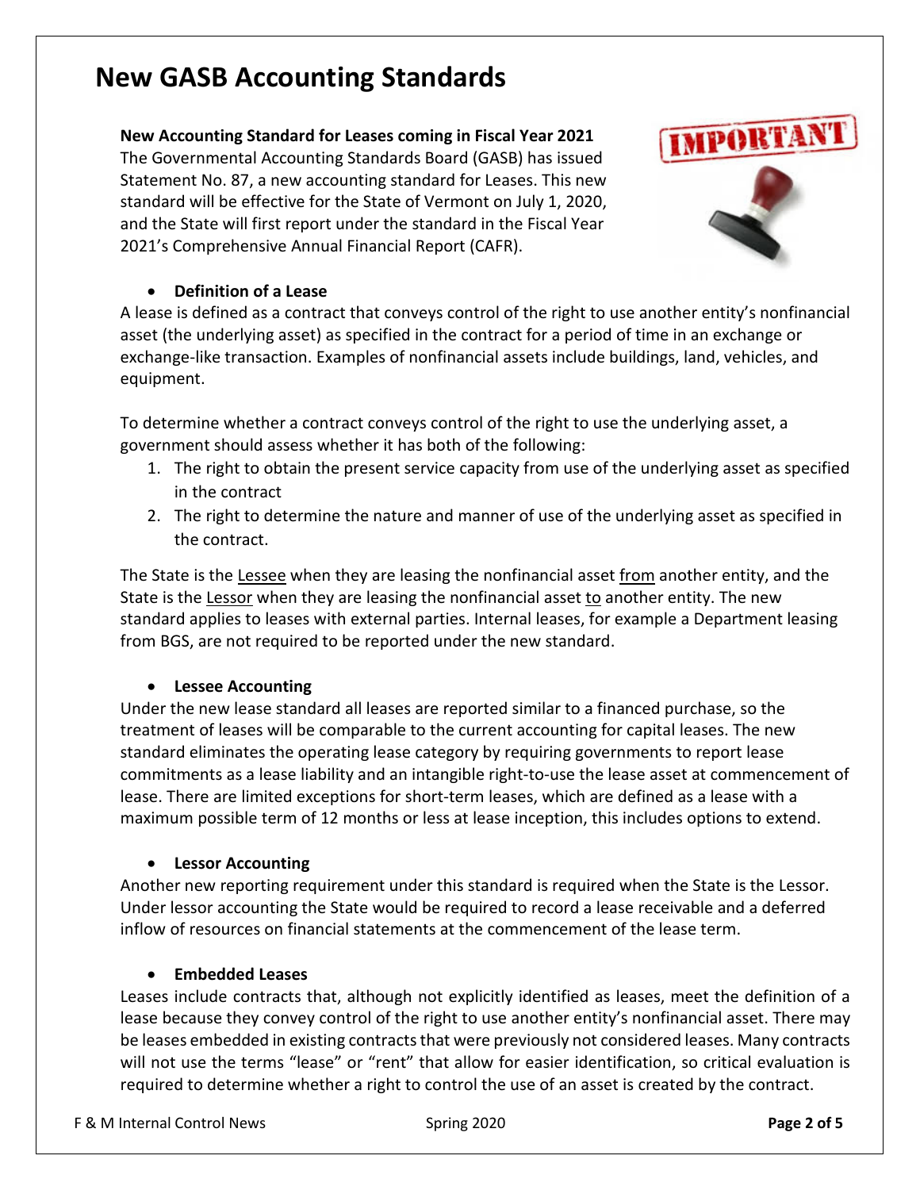# New GASB Accounting Standards

**New Accounting Standard for Leases coming in Fiscal Year 2021**

The Governmental Accounting Standards Board (GASB) has issued Statement No. 87, a new accounting standard for Leases. This new standard will be effective for the State of Vermont on July 1, 2020, and the State will first report under the standard in the Fiscal Year 2021's Comprehensive Annual Financial Report (CAFR).

- **Definition of a Lease**

A lease is defined as a contract that conveys control of the right to use another entity's nonfinancial asset (the underlying asset) as specified in the contract for a period of time in an exchange or exchange-like transaction. Examples of nonfinancial assets include buildings, land, vehicles, and equipment.

To determine whether a contract conveys control of the right to use the underlying asset, a government should assess whether it has both of the following:

1. The right to obtain the present service capacity from use of the underlying asset as specified in the contract
2. The right to determine the nature and manner of use of the underlying asset as specified in the contract.

The State is the <u>Lessee</u> when they are leasing the nonfinancial asset <u>from</u> another entity, and the State is the <u>Lessor</u> when they are leasing the nonfinancial asset <u>to</u> another entity. The new standard applies to leases with external parties. Internal leases, for example a Department leasing from BGS, are not required to be reported under the new standard.

- **Lessee Accounting**

Under the new lease standard all leases are reported similar to a financed purchase, so the treatment of leases will be comparable to the current accounting for capital leases. The new standard eliminates the operating lease category by requiring governments to report lease commitments as a lease liability and an intangible right-to-use the lease asset at commencement of lease. There are limited exceptions for short-term leases, which are defined as a lease with a maximum possible term of 12 months or less at lease inception, this includes options to extend.

- **Lessor Accounting**

Another new reporting requirement under this standard is required when the State is the Lessor. Under lessor accounting the State would be required to record a lease receivable and a deferred inflow of resources on financial statements at the commencement of the lease term.

- **Embedded Leases**

Leases include contracts that, although not explicitly identified as leases, meet the definition of a lease because they convey control of the right to use another entity's nonfinancial asset. There may be leases embedded in existing contracts that were previously not considered leases. Many contracts will not use the terms "lease" or "rent" that allow for easier identification, so critical evaluation is required to determine whether a right to control the use of an asset is created by the contract.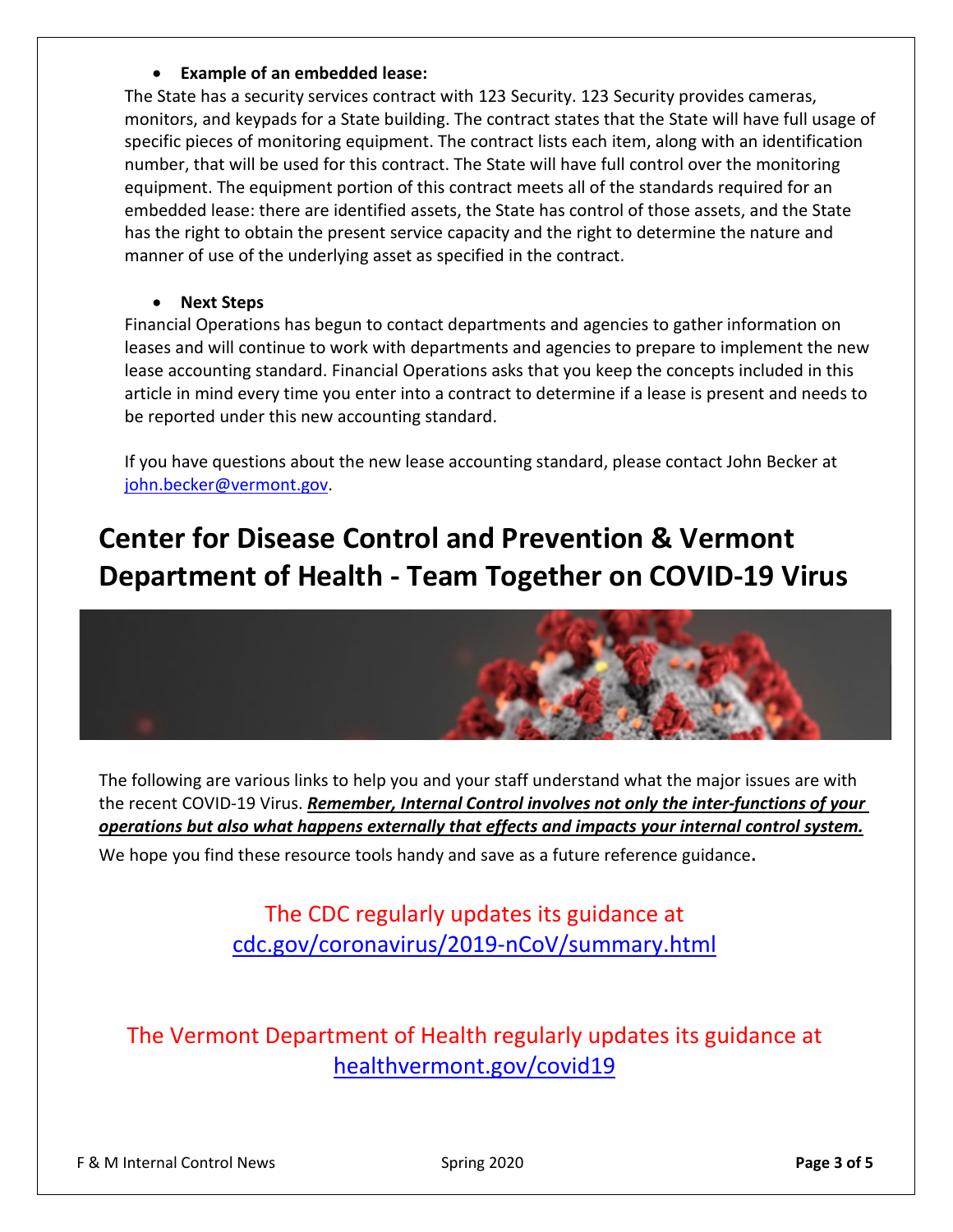- **Example of an embedded lease:**

The State has a security services contract with 123 Security. 123 Security provides cameras, monitors, and keypads for a State building. The contract states that the State will have full usage of specific pieces of monitoring equipment. The contract lists each item, along with an identification number, that will be used for this contract. The State will have full control over the monitoring equipment. The equipment portion of this contract meets all of the standards required for an embedded lease: there are identified assets, the State has control of those assets, and the State has the right to obtain the present service capacity and the right to determine the nature and manner of use of the underlying asset as specified in the contract.

- **Next Steps**

Financial Operations has begun to contact departments and agencies to gather information on leases and will continue to work with departments and agencies to prepare to implement the new lease accounting standard. Financial Operations asks that you keep the concepts included in this article in mind every time you enter into a contract to determine if a lease is present and needs to be reported under this new accounting standard.

If you have questions about the new lease accounting standard, please contact John Becker at john.becker@vermont.gov.

# Center for Disease Control and Prevention & Vermont Department of Health - Team Together on COVID-19 Virus

The following are various links to help you and your staff understand what the major issues are with the recent COVID-19 Virus. ***Remember, Internal Control involves not only the inter-functions of your operations but also what happens externally that effects and impacts your internal control system.***

We hope you find these resource tools handy and save as a future reference guidance**.**

The CDC regularly updates its guidance at cdc.gov/coronavirus/2019-nCoV/summary.html

The Vermont Department of Health regularly updates its guidance at healthvermont.gov/covid19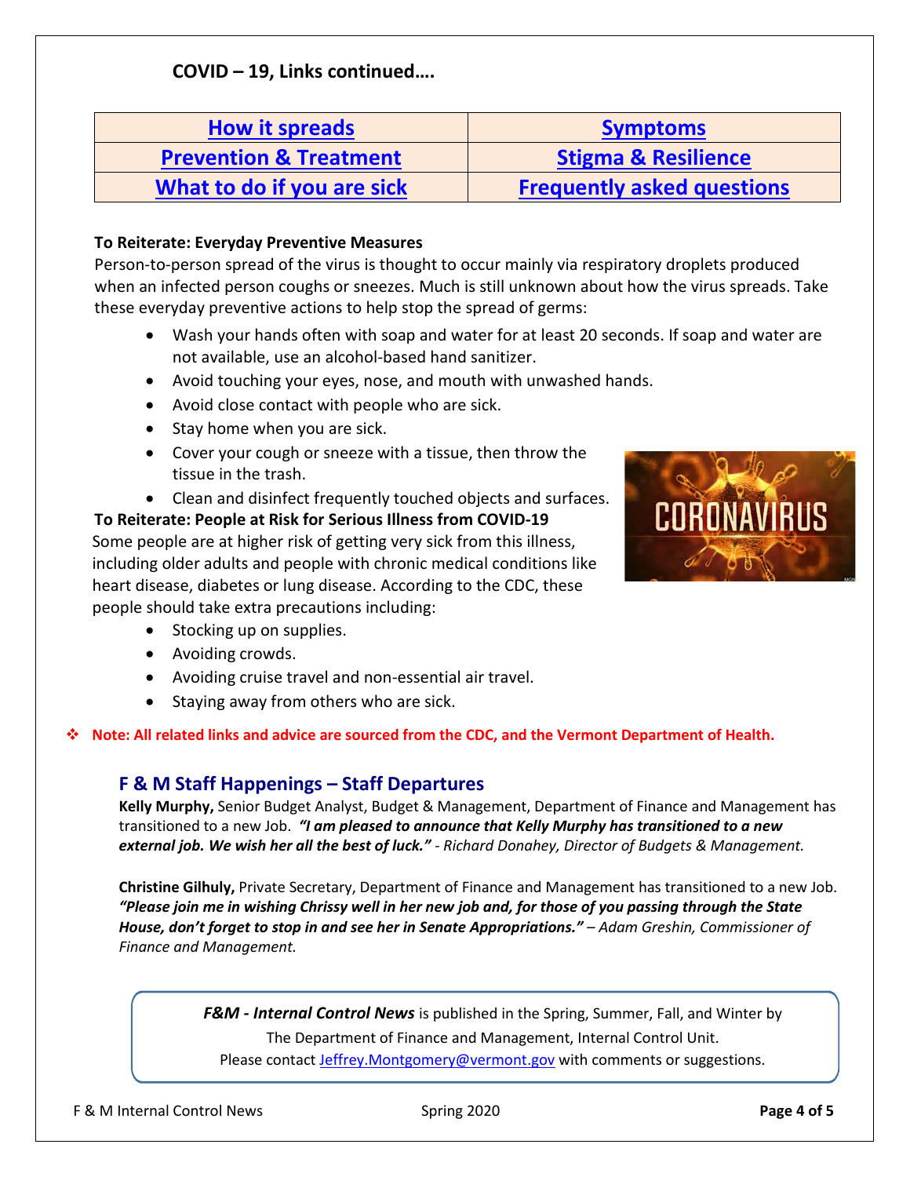## COVID – 19, Links continued….

| How it spreads | Symptoms |
| --- | --- |
| Prevention & Treatment | Stigma & Resilience |
| What to do if you are sick | Frequently asked questions |

**To Reiterate: Everyday Preventive Measures**

Person-to-person spread of the virus is thought to occur mainly via respiratory droplets produced when an infected person coughs or sneezes. Much is still unknown about how the virus spreads. Take these everyday preventive actions to help stop the spread of germs:

- Wash your hands often with soap and water for at least 20 seconds. If soap and water are not available, use an alcohol-based hand sanitizer.
- Avoid touching your eyes, nose, and mouth with unwashed hands.
- Avoid close contact with people who are sick.
- Stay home when you are sick.
- Cover your cough or sneeze with a tissue, then throw the tissue in the trash.
- Clean and disinfect frequently touched objects and surfaces.

**To Reiterate: People at Risk for Serious Illness from COVID-19**

Some people are at higher risk of getting very sick from this illness, including older adults and people with chronic medical conditions like heart disease, diabetes or lung disease. According to the CDC, these people should take extra precautions including:

- Stocking up on supplies.
- Avoiding crowds.
- Avoiding cruise travel and non-essential air travel.
- Staying away from others who are sick.

❖ **Note: All related links and advice are sourced from the CDC, and the Vermont Department of Health.**

## F & M Staff Happenings – Staff Departures

**Kelly Murphy,** Senior Budget Analyst, Budget & Management, Department of Finance and Management has transitioned to a new Job. ***"I am pleased to announce that Kelly Murphy has transitioned to a new external job. We wish her all the best of luck."*** *- Richard Donahey, Director of Budgets & Management.*

**Christine Gilhuly,** Private Secretary, Department of Finance and Management has transitioned to a new Job. ***"Please join me in wishing Chrissy well in her new job and, for those of you passing through the State House, don't forget to stop in and see her in Senate Appropriations."*** *– Adam Greshin, Commissioner of Finance and Management.*

***F&M - Internal Control News*** is published in the Spring, Summer, Fall, and Winter by The Department of Finance and Management, Internal Control Unit. Please contact Jeffrey.Montgomery@vermont.gov with comments or suggestions.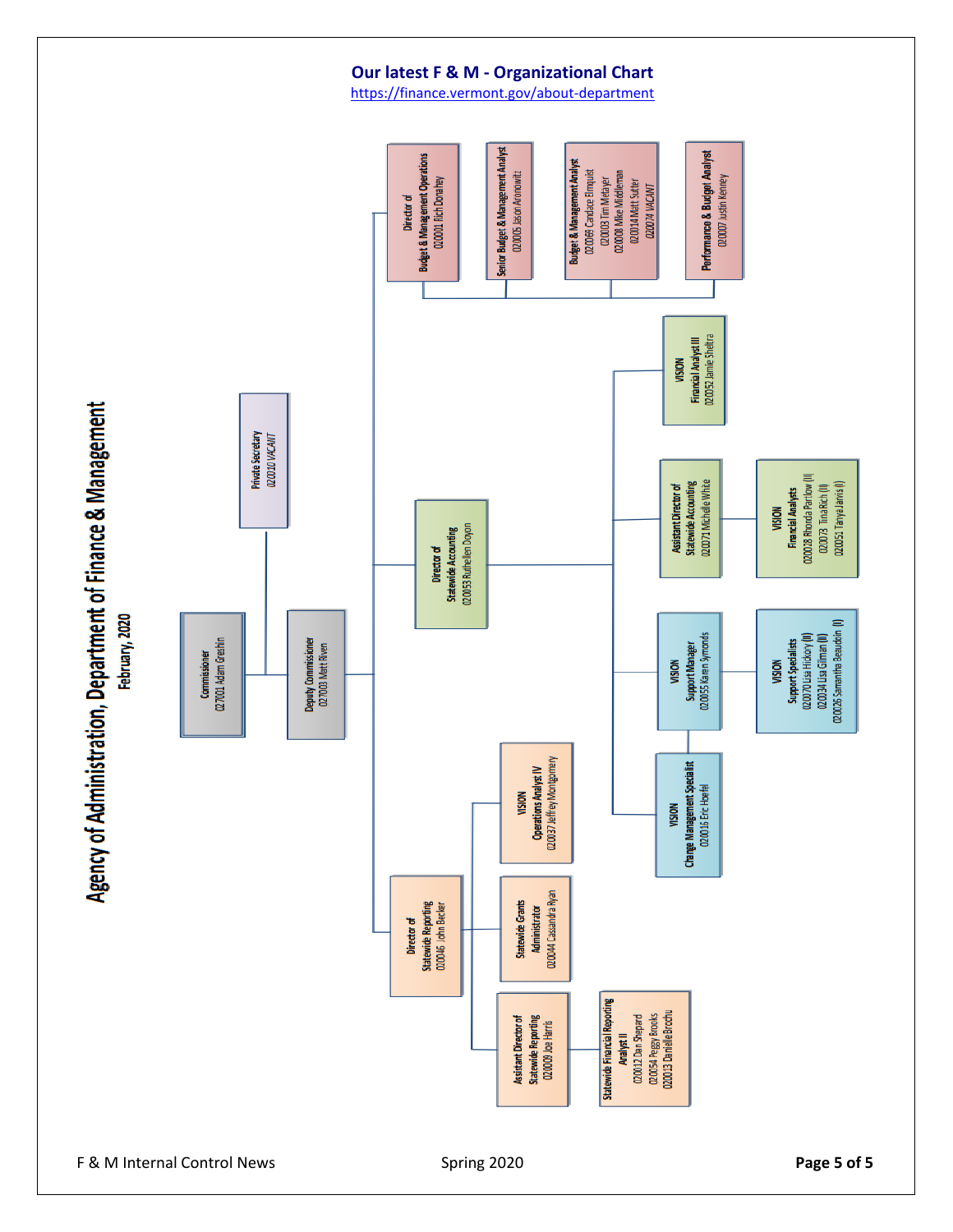## Our latest F & M - Organizational Chart

https://finance.vermont.gov/about-department

# Agency of Administration, Department of Finance & Management

February, 2020

Commissioner
027001 Adam Greshin

Private Secretary
020010 VACANT

Deputy Commissioner
027003 Matt Riven

Director of
Budget & Management Operations
020001 Rich Donahey

Senior Budget & Management Analyst
020005 Jason Aronowitz

Budget & Management Analyst
020069 Candace Elmquist
020003 Tim Metayer
020008 Mike Middleman
020014 Matt Sutter
020074 VACANT

Performance & Budget Analyst
020007 Justin Kenney

Director of
Statewide Accounting
020053 Ruthellen Doyon

VISION
Financial Analyst III
020052 Jamie Sheltra

Assistant Director of
Statewide Accounting
020071 Michelle White

VISION
Financial Analysts
020028 Rhonda Parlow (II)
020073 Tina Rich (II)
020051 Tanya Jarvis (I)

VISION
Support Manager
020055 Karen Symonds

VISION
Support Specialists
020070 Lisa Hickory (II)
020034 Lisa Gilman (II)
020026 Samantha Beaudoin (I)

VISION
Change Management Specialist
020016 Eric Hoefel

Director of
Statewide Reporting
020046 John Becker

VISION
Operations Analyst IV
020037 Jeffrey Montgomery

Statewide Grants
Administrator
020044 Cassandra Ryan

Assistant Director of
Statewide Reporting
020009 Joe Harris

Statewide Financial Reporting
Analyst II
020012 Dan Shepard
020054 Peggy Brooks
020013 Danielle Brochu

F & M Internal Control News — Spring 2020